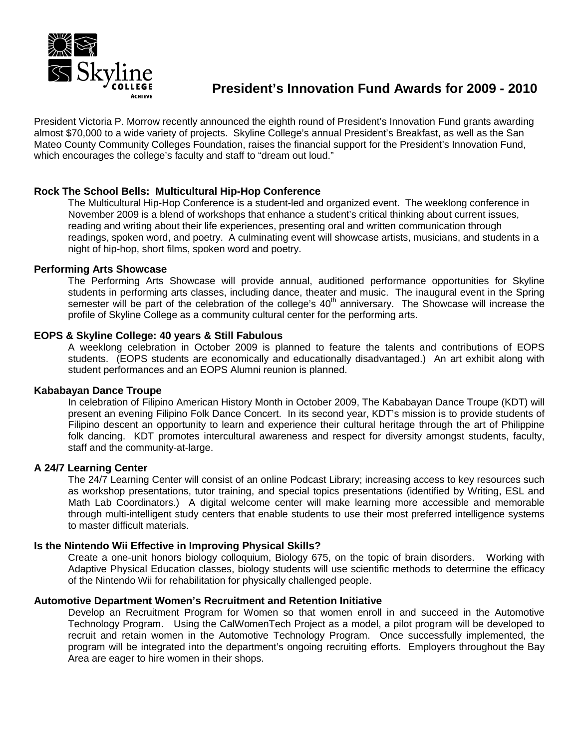# President's Innovation Fund Awards for 2009 - 2010

President Victoria P. Morrow recently announced the eighth round of President's Innovation Fund grants awarding almost $70,000 to a wide variety of projects. Skyline College's annual President's Breakfast, as well as the San Mateo County Community Colleges Foundation, raises the financial support for the President's Innovation Fund, which encourages the college's faculty and staff to "dream out loud."

### Rock The School Bells: Multicultural Hip-Hop Conference

The Multicultural Hip-Hop Conference is a student-led and organized event. The weeklong conference in November 2009 is a blend of workshops that enhance a student's critical thinking about current issues, reading and writing about their life experiences, presenting oral and written communication through readings, spoken word, and poetry. A culminating event will showcase artists, musicians, and students in a night of hip-hop, short films, spoken word and poetry.

### Performing Arts Showcase

The Performing Arts Showcase will provide annual, auditioned performance opportunities for Skyline students in performing arts classes, including dance, theater and music. The inaugural event in the Spring semester will be part of the celebration of the college's 40th anniversary. The Showcase will increase the profile of Skyline College as a community cultural center for the performing arts.

### EOPS & Skyline College: 40 years & Still Fabulous

A weeklong celebration in October 2009 is planned to feature the talents and contributions of EOPS students. (EOPS students are economically and educationally disadvantaged.) An art exhibit along with student performances and an EOPS Alumni reunion is planned.

### Kababayan Dance Troupe

In celebration of Filipino American History Month in October 2009, The Kababayan Dance Troupe (KDT) will present an evening Filipino Folk Dance Concert. In its second year, KDT's mission is to provide students of Filipino descent an opportunity to learn and experience their cultural heritage through the art of Philippine folk dancing. KDT promotes intercultural awareness and respect for diversity amongst students, faculty, staff and the community-at-large.

### A 24/7 Learning Center

The 24/7 Learning Center will consist of an online Podcast Library; increasing access to key resources such as workshop presentations, tutor training, and special topics presentations (identified by Writing, ESL and Math Lab Coordinators.) A digital welcome center will make learning more accessible and memorable through multi-intelligent study centers that enable students to use their most preferred intelligence systems to master difficult materials.

### Is the Nintendo Wii Effective in Improving Physical Skills?

Create a one-unit honors biology colloquium, Biology 675, on the topic of brain disorders. Working with Adaptive Physical Education classes, biology students will use scientific methods to determine the efficacy of the Nintendo Wii for rehabilitation for physically challenged people.

### Automotive Department Women's Recruitment and Retention Initiative

Develop an Recruitment Program for Women so that women enroll in and succeed in the Automotive Technology Program. Using the CalWomenTech Project as a model, a pilot program will be developed to recruit and retain women in the Automotive Technology Program. Once successfully implemented, the program will be integrated into the department's ongoing recruiting efforts. Employers throughout the Bay Area are eager to hire women in their shops.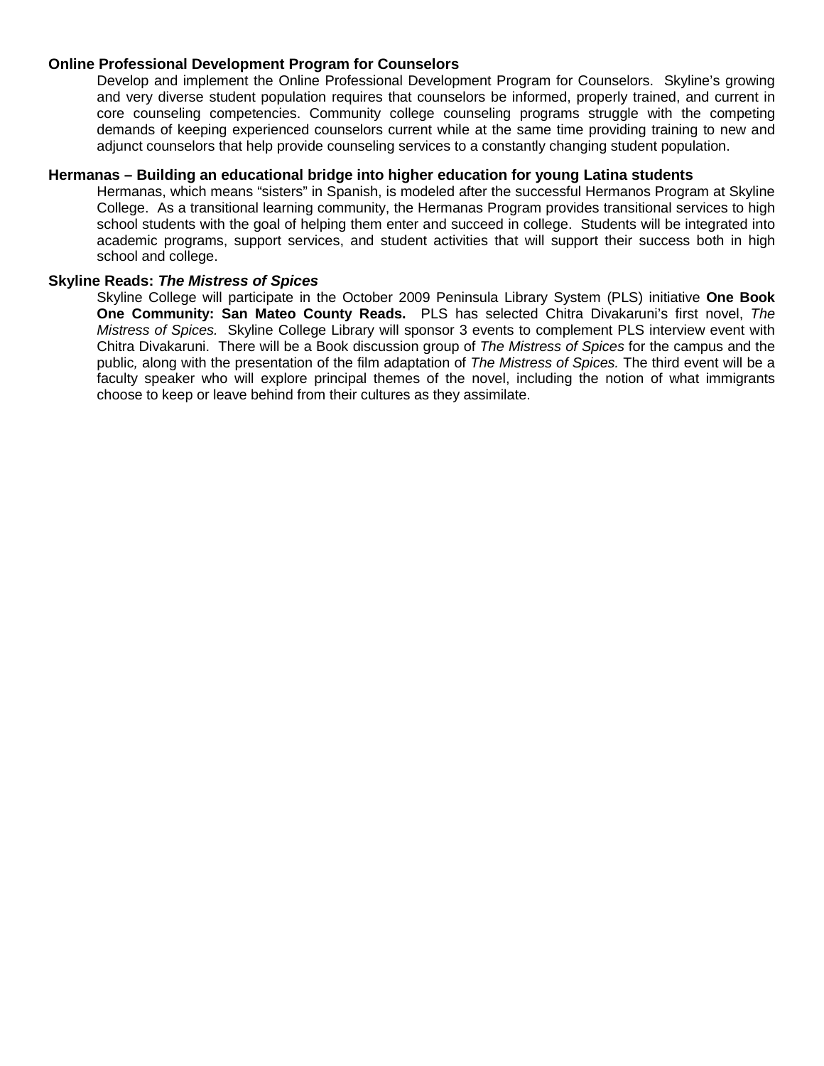**Online Professional Development Program for Counselors**

Develop and implement the Online Professional Development Program for Counselors. Skyline's growing and very diverse student population requires that counselors be informed, properly trained, and current in core counseling competencies. Community college counseling programs struggle with the competing demands of keeping experienced counselors current while at the same time providing training to new and adjunct counselors that help provide counseling services to a constantly changing student population.

**Hermanas – Building an educational bridge into higher education for young Latina students**

Hermanas, which means "sisters" in Spanish, is modeled after the successful Hermanos Program at Skyline College. As a transitional learning community, the Hermanas Program provides transitional services to high school students with the goal of helping them enter and succeed in college. Students will be integrated into academic programs, support services, and student activities that will support their success both in high school and college.

**Skyline Reads: *The Mistress of Spices***

Skyline College will participate in the October 2009 Peninsula Library System (PLS) initiative **One Book One Community: San Mateo County Reads.** PLS has selected Chitra Divakaruni's first novel, *The Mistress of Spices.* Skyline College Library will sponsor 3 events to complement PLS interview event with Chitra Divakaruni. There will be a Book discussion group of *The Mistress of Spices* for the campus and the public, along with the presentation of the film adaptation of *The Mistress of Spices.* The third event will be a faculty speaker who will explore principal themes of the novel, including the notion of what immigrants choose to keep or leave behind from their cultures as they assimilate.